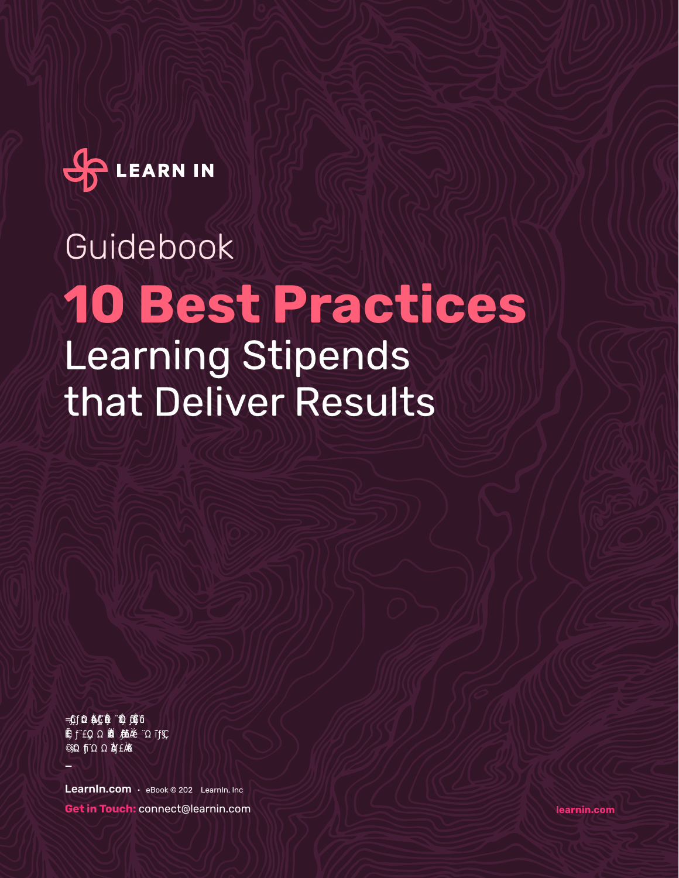LEARN IN

Guidebook

# 10 Best Practices

## Learning Stipends that Deliver Results

—

**LearnIn.com** • eBook © 202  LearnIn, Inc

**Get in Touch:** connect@learnin.com

**learnin.com**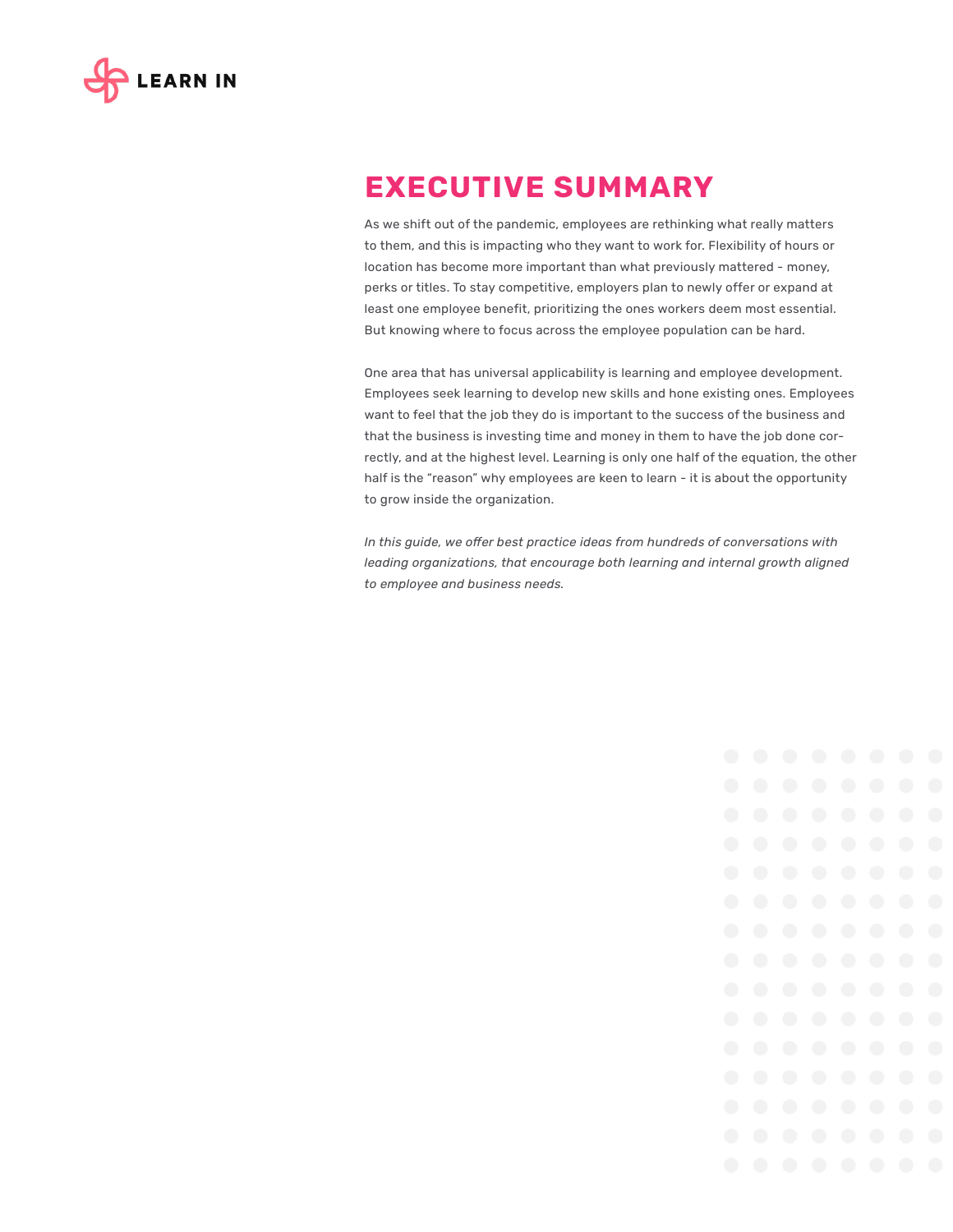# EXECUTIVE SUMMARY

As we shift out of the pandemic, employees are rethinking what really matters to them, and this is impacting who they want to work for. Flexibility of hours or location has become more important than what previously mattered - money, perks or titles. To stay competitive, employers plan to newly offer or expand at least one employee benefit, prioritizing the ones workers deem most essential. But knowing where to focus across the employee population can be hard.

One area that has universal applicability is learning and employee development. Employees seek learning to develop new skills and hone existing ones. Employees want to feel that the job they do is important to the success of the business and that the business is investing time and money in them to have the job done correctly, and at the highest level. Learning is only one half of the equation, the other half is the "reason" why employees are keen to learn - it is about the opportunity to grow inside the organization.

*In this guide, we offer best practice ideas from hundreds of conversations with leading organizations, that encourage both learning and internal growth aligned to employee and business needs.*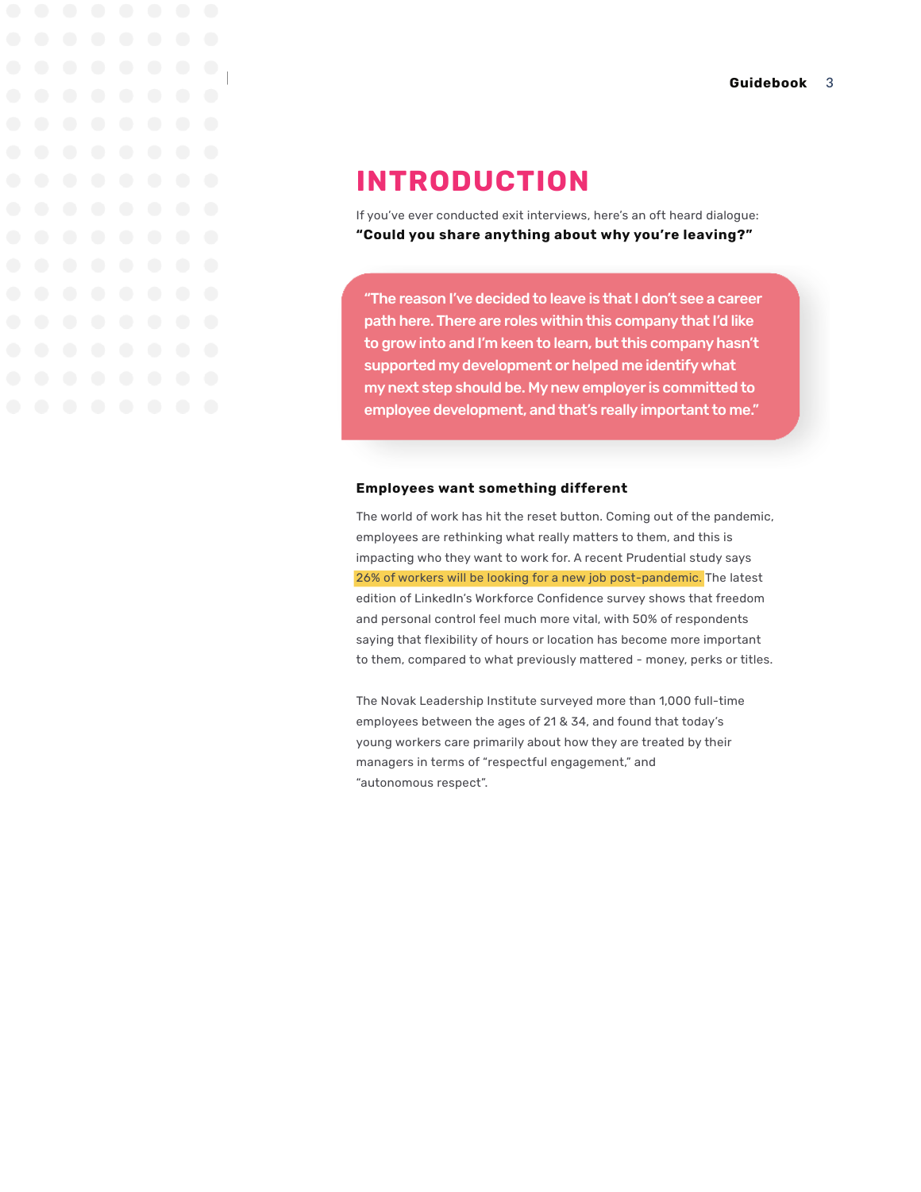# INTRODUCTION

If you've ever conducted exit interviews, here's an oft heard dialogue:
**"Could you share anything about why you're leaving?"**

> **"The reason I've decided to leave is that I don't see a career path here. There are roles within this company that I'd like to grow into and I'm keen to learn, but this company hasn't supported my development or helped me identify what my next step should be. My new employer is committed to employee development, and that's really important to me."**

### Employees want something different

The world of work has hit the reset button. Coming out of the pandemic, employees are rethinking what really matters to them, and this is impacting who they want to work for. A recent Prudential study says 26% of workers will be looking for a new job post-pandemic. The latest edition of LinkedIn's Workforce Confidence survey shows that freedom and personal control feel much more vital, with 50% of respondents saying that flexibility of hours or location has become more important to them, compared to what previously mattered - money, perks or titles.

The Novak Leadership Institute surveyed more than 1,000 full-time employees between the ages of 21 & 34, and found that today's young workers care primarily about how they are treated by their managers in terms of "respectful engagement," and "autonomous respect".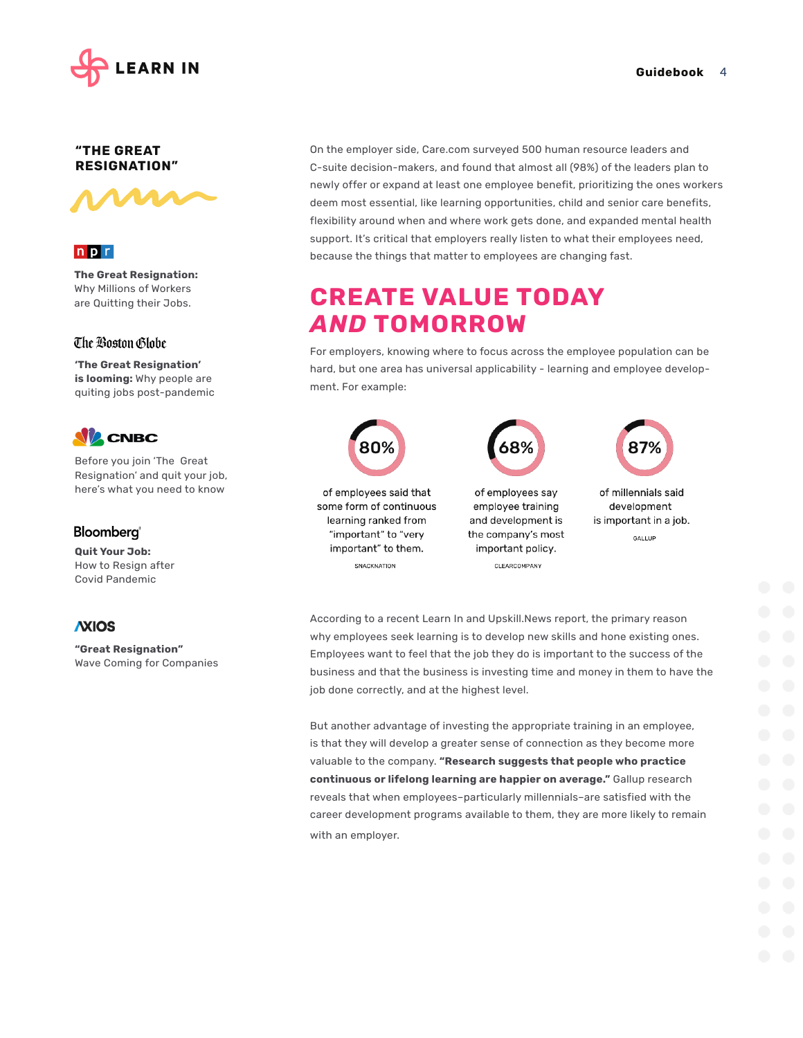## "THE GREAT RESIGNATION"

npr

**The Great Resignation:** Why Millions of Workers are Quitting their Jobs.

The Boston Globe

**'The Great Resignation' is looming:** Why people are quiting jobs post-pandemic

CNBC

Before you join 'The Great Resignation' and quit your job, here's what you need to know

Bloomberg

**Quit Your Job:** How to Resign after Covid Pandemic

AXIOS

**"Great Resignation"** Wave Coming for Companies

On the employer side, Care.com surveyed 500 human resource leaders and C-suite decision-makers, and found that almost all (98%) of the leaders plan to newly offer or expand at least one employee benefit, prioritizing the ones workers deem most essential, like learning opportunities, child and senior care benefits, flexibility around when and where work gets done, and expanded mental health support. It's critical that employers really listen to what their employees need, because the things that matter to employees are changing fast.

## CREATE VALUE TODAY *AND* TOMORROW

For employers, knowing where to focus across the employee population can be hard, but one area has universal applicability - learning and employee development. For example:

**80%** of employees said that some form of continuous learning ranked from "important" to "very important" to them.
SNACKNATION

**68%** of employees say employee training and development is the company's most important policy.
CLEARCOMPANY

**87%** of millennials said development is important in a job.
GALLUP

According to a recent Learn In and Upskill.News report, the primary reason why employees seek learning is to develop new skills and hone existing ones. Employees want to feel that the job they do is important to the success of the business and that the business is investing time and money in them to have the job done correctly, and at the highest level.

But another advantage of investing the appropriate training in an employee, is that they will develop a greater sense of connection as they become more valuable to the company. **"Research suggests that people who practice continuous or lifelong learning are happier on average."** Gallup research reveals that when employees–particularly millennials–are satisfied with the career development programs available to them, they are more likely to remain with an employer.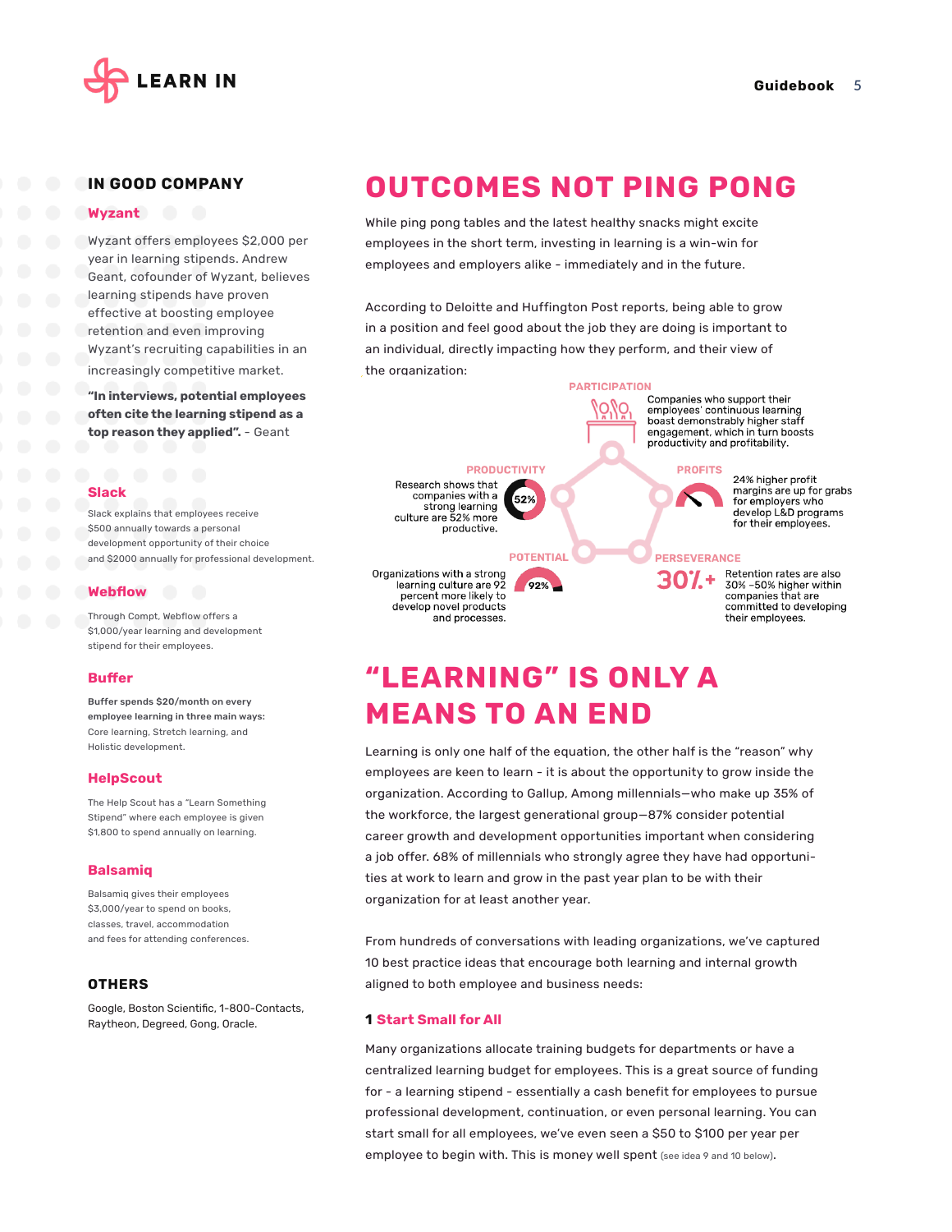## IN GOOD COMPANY

### Wyzant

Wyzant offers employees $2,000 per year in learning stipends. Andrew Geant, cofounder of Wyzant, believes learning stipends have proven effective at boosting employee retention and even improving Wyzant's recruiting capabilities in an increasingly competitive market.

**"In interviews, potential employees often cite the learning stipend as a top reason they applied".** - Geant

### Slack

Slack explains that employees receive $500 annually towards a personal development opportunity of their choice and $2000 annually for professional development.

### Webflow

Through Compt, Webflow offers a $1,000/year learning and development stipend for their employees.

### Buffer

**Buffer spends $20/month on every employee learning in three main ways:** Core learning, Stretch learning, and Holistic development.

### HelpScout

The Help Scout has a "Learn Something Stipend" where each employee is given $1,800 to spend annually on learning.

### Balsamiq

Balsamiq gives their employees $3,000/year to spend on books, classes, travel, accommodation and fees for attending conferences.

## OTHERS

Google, Boston Scientific, 1-800-Contacts, Raytheon, Degreed, Gong, Oracle.

# OUTCOMES NOT PING PONG

While ping pong tables and the latest healthy snacks might excite employees in the short term, investing in learning is a win-win for employees and employers alike - immediately and in the future.

According to Deloitte and Huffington Post reports, being able to grow in a position and feel good about the job they are doing is important to an individual, directly impacting how they perform, and their view of the organization:

**PARTICIPATION**
Companies who support their employees' continuous learning boast demonstrably higher staff engagement, which in turn boosts productivity and profitability.

**PRODUCTIVITY**
52%
Research shows that companies with a strong learning culture are 52% more productive.

**PROFITS**
24% higher profit margins are up for grabs for employers who develop L&D programs for their employees.

**POTENTIAL**
92%
Organizations with a strong learning culture are 92 percent more likely to develop novel products and processes.

**PERSEVERANCE**
30%+
Retention rates are also 30% -50% higher within companies that are committed to developing their employees.

# "LEARNING" IS ONLY A MEANS TO AN END

Learning is only one half of the equation, the other half is the "reason" why employees are keen to learn - it is about the opportunity to grow inside the organization. According to Gallup, Among millennials—who make up 35% of the workforce, the largest generational group—87% consider potential career growth and development opportunities important when considering a job offer. 68% of millennials who strongly agree they have had opportunities at work to learn and grow in the past year plan to be with their organization for at least another year.

From hundreds of conversations with leading organizations, we've captured 10 best practice ideas that encourage both learning and internal growth aligned to both employee and business needs:

### 1 Start Small for All

Many organizations allocate training budgets for departments or have a centralized learning budget for employees. This is a great source of funding for - a learning stipend - essentially a cash benefit for employees to pursue professional development, continuation, or even personal learning. You can start small for all employees, we've even seen a $50 to $100 per year per employee to begin with. This is money well spent (see idea 9 and 10 below).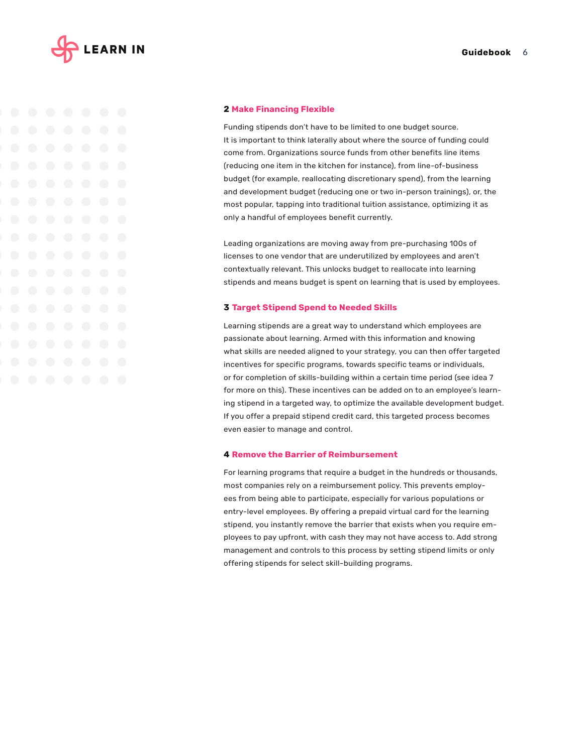## 2 Make Financing Flexible

Funding stipends don't have to be limited to one budget source. It is important to think laterally about where the source of funding could come from. Organizations source funds from other benefits line items (reducing one item in the kitchen for instance), from line-of-business budget (for example, reallocating discretionary spend), from the learning and development budget (reducing one or two in-person trainings), or, the most popular, tapping into traditional tuition assistance, optimizing it as only a handful of employees benefit currently.

Leading organizations are moving away from pre-purchasing 100s of licenses to one vendor that are underutilized by employees and aren't contextually relevant. This unlocks budget to reallocate into learning stipends and means budget is spent on learning that is used by employees.

## 3 Target Stipend Spend to Needed Skills

Learning stipends are a great way to understand which employees are passionate about learning. Armed with this information and knowing what skills are needed aligned to your strategy, you can then offer targeted incentives for specific programs, towards specific teams or individuals, or for completion of skills-building within a certain time period (see idea 7 for more on this). These incentives can be added on to an employee's learning stipend in a targeted way, to optimize the available development budget. If you offer a prepaid stipend credit card, this targeted process becomes even easier to manage and control.

## 4 Remove the Barrier of Reimbursement

For learning programs that require a budget in the hundreds or thousands, most companies rely on a reimbursement policy. This prevents employees from being able to participate, especially for various populations or entry-level employees. By offering a prepaid virtual card for the learning stipend, you instantly remove the barrier that exists when you require employees to pay upfront, with cash they may not have access to. Add strong management and controls to this process by setting stipend limits or only offering stipends for select skill-building programs.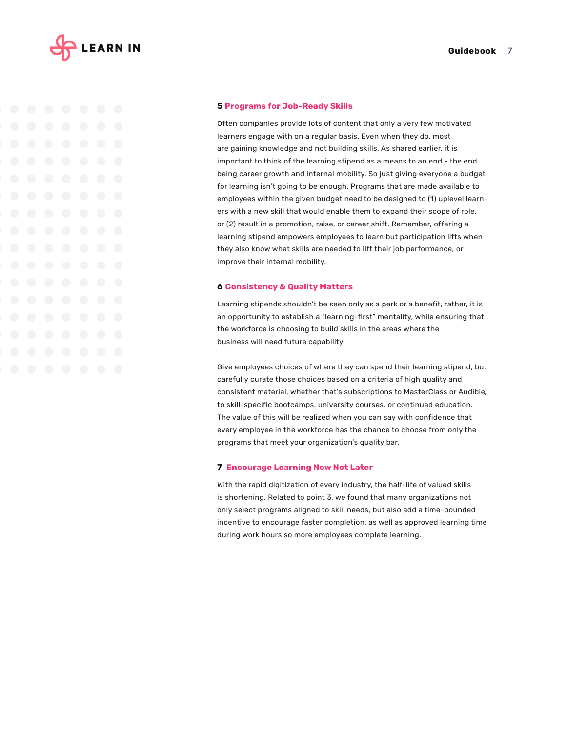## 5 Programs for Job-Ready Skills

Often companies provide lots of content that only a very few motivated learners engage with on a regular basis. Even when they do, most are gaining knowledge and not building skills. As shared earlier, it is important to think of the learning stipend as a means to an end - the end being career growth and internal mobility. So just giving everyone a budget for learning isn't going to be enough. Programs that are made available to employees within the given budget need to be designed to (1) uplevel learners with a new skill that would enable them to expand their scope of role, or (2) result in a promotion, raise, or career shift. Remember, offering a learning stipend empowers employees to learn but participation lifts when they also know what skills are needed to lift their job performance, or improve their internal mobility.

## 6 Consistency & Quality Matters

Learning stipends shouldn't be seen only as a perk or a benefit, rather, it is an opportunity to establish a "learning-first" mentality, while ensuring that the workforce is choosing to build skills in the areas where the business will need future capability.

Give employees choices of where they can spend their learning stipend, but carefully curate those choices based on a criteria of high quality and consistent material, whether that's subscriptions to MasterClass or Audible, to skill-specific bootcamps, university courses, or continued education. The value of this will be realized when you can say with confidence that every employee in the workforce has the chance to choose from only the programs that meet your organization's quality bar.

## 7 Encourage Learning Now Not Later

With the rapid digitization of every industry, the half-life of valued skills is shortening. Related to point 3, we found that many organizations not only select programs aligned to skill needs, but also add a time-bounded incentive to encourage faster completion, as well as approved learning time during work hours so more employees complete learning.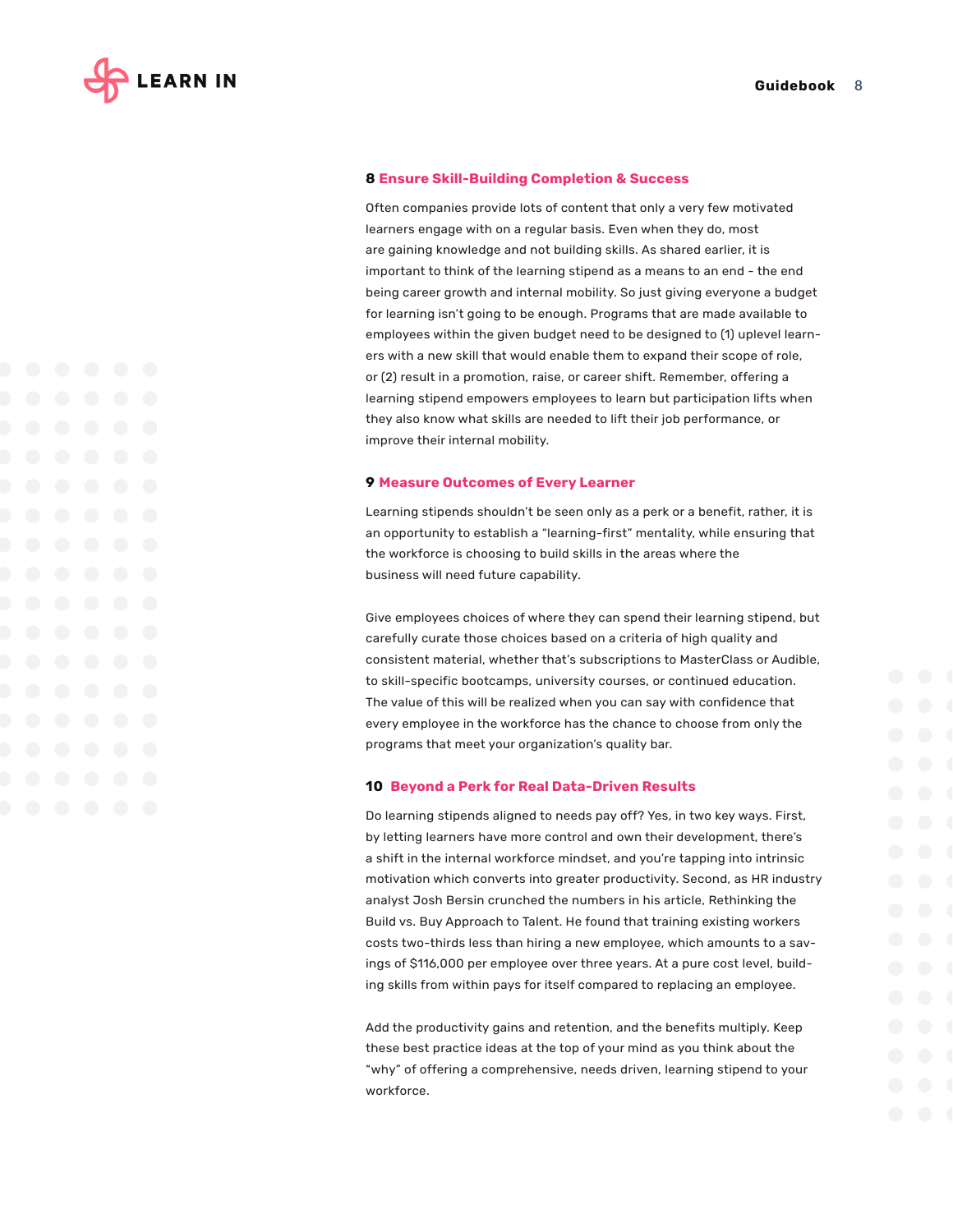## 8 Ensure Skill-Building Completion & Success

Often companies provide lots of content that only a very few motivated learners engage with on a regular basis. Even when they do, most are gaining knowledge and not building skills. As shared earlier, it is important to think of the learning stipend as a means to an end - the end being career growth and internal mobility. So just giving everyone a budget for learning isn't going to be enough. Programs that are made available to employees within the given budget need to be designed to (1) uplevel learners with a new skill that would enable them to expand their scope of role, or (2) result in a promotion, raise, or career shift. Remember, offering a learning stipend empowers employees to learn but participation lifts when they also know what skills are needed to lift their job performance, or improve their internal mobility.

## 9 Measure Outcomes of Every Learner

Learning stipends shouldn't be seen only as a perk or a benefit, rather, it is an opportunity to establish a "learning-first" mentality, while ensuring that the workforce is choosing to build skills in the areas where the business will need future capability.

Give employees choices of where they can spend their learning stipend, but carefully curate those choices based on a criteria of high quality and consistent material, whether that's subscriptions to MasterClass or Audible, to skill-specific bootcamps, university courses, or continued education. The value of this will be realized when you can say with confidence that every employee in the workforce has the chance to choose from only the programs that meet your organization's quality bar.

## 10 Beyond a Perk for Real Data-Driven Results

Do learning stipends aligned to needs pay off? Yes, in two key ways. First, by letting learners have more control and own their development, there's a shift in the internal workforce mindset, and you're tapping into intrinsic motivation which converts into greater productivity. Second, as HR industry analyst Josh Bersin crunched the numbers in his article, Rethinking the Build vs. Buy Approach to Talent. He found that training existing workers costs two-thirds less than hiring a new employee, which amounts to a savings of $116,000 per employee over three years. At a pure cost level, building skills from within pays for itself compared to replacing an employee.

Add the productivity gains and retention, and the benefits multiply. Keep these best practice ideas at the top of your mind as you think about the "why" of offering a comprehensive, needs driven, learning stipend to your workforce.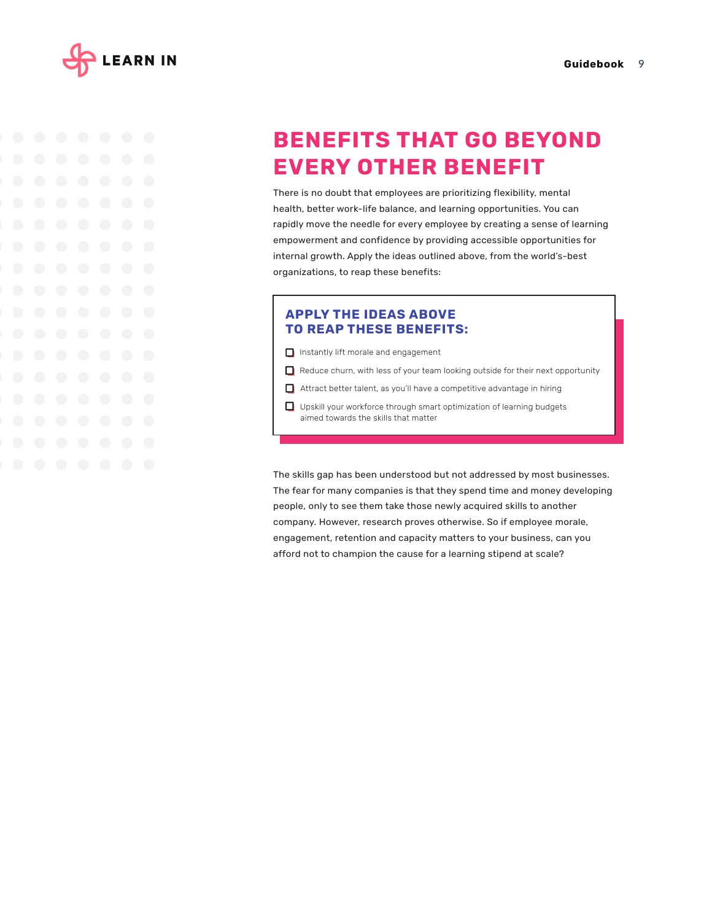# BENEFITS THAT GO BEYOND EVERY OTHER BENEFIT

There is no doubt that employees are prioritizing flexibility, mental health, better work-life balance, and learning opportunities. You can rapidly move the needle for every employee by creating a sense of learning empowerment and confidence by providing accessible opportunities for internal growth. Apply the ideas outlined above, from the world's-best organizations, to reap these benefits:

## APPLY THE IDEAS ABOVE TO REAP THESE BENEFITS:

- [ ] Instantly lift morale and engagement
- [ ] Reduce churn, with less of your team looking outside for their next opportunity
- [ ] Attract better talent, as you'll have a competitive advantage in hiring
- [ ] Upskill your workforce through smart optimization of learning budgets aimed towards the skills that matter

The skills gap has been understood but not addressed by most businesses. The fear for many companies is that they spend time and money developing people, only to see them take those newly acquired skills to another company. However, research proves otherwise. So if employee morale, engagement, retention and capacity matters to your business, can you afford not to champion the cause for a learning stipend at scale?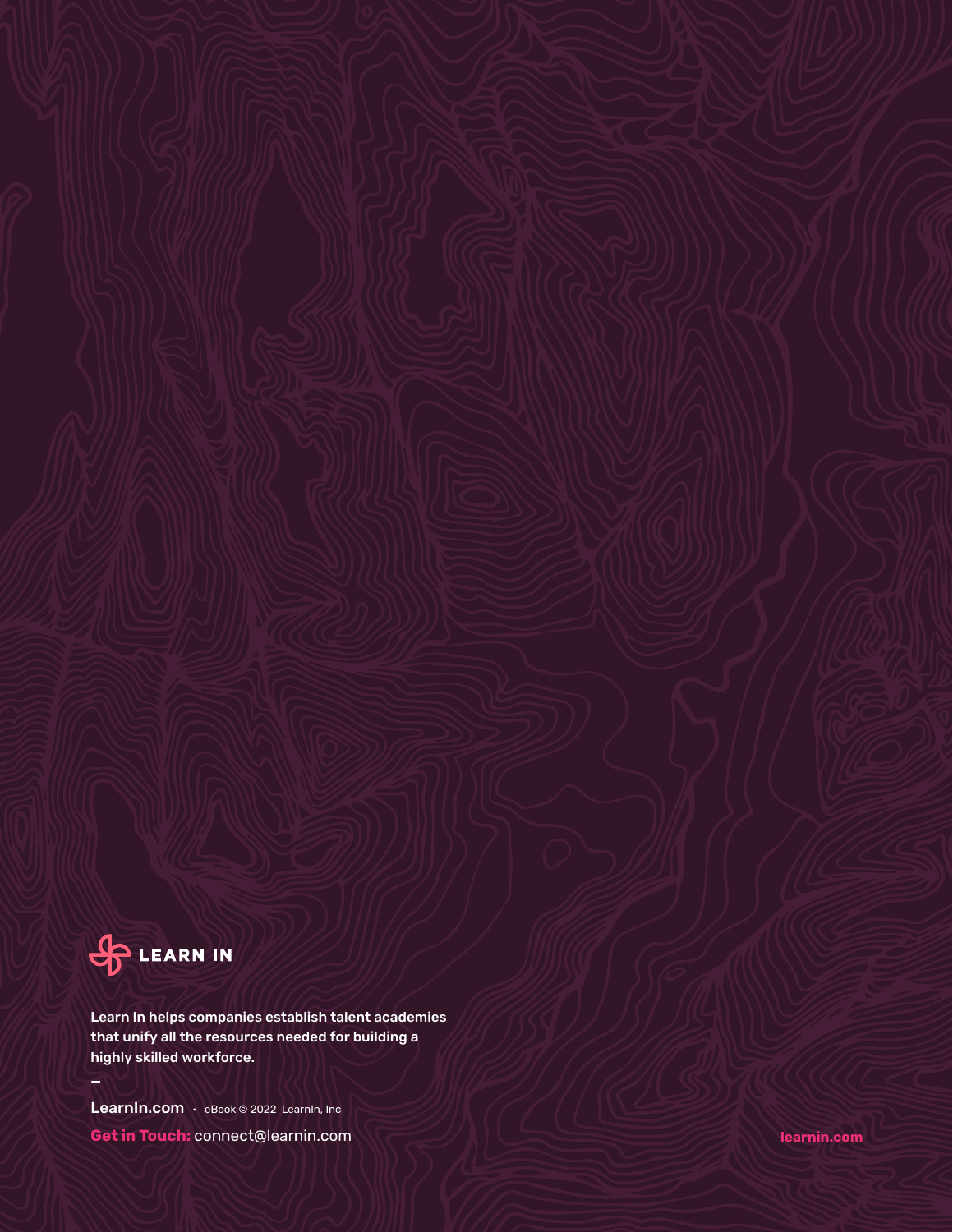LEARN IN

**Learn In helps companies establish talent academies that unify all the resources needed for building a highly skilled workforce.**

—

**LearnIn.com** · eBook © 2022 LearnIn, Inc

**Get in Touch:** connect@learnin.com

**learnin.com**